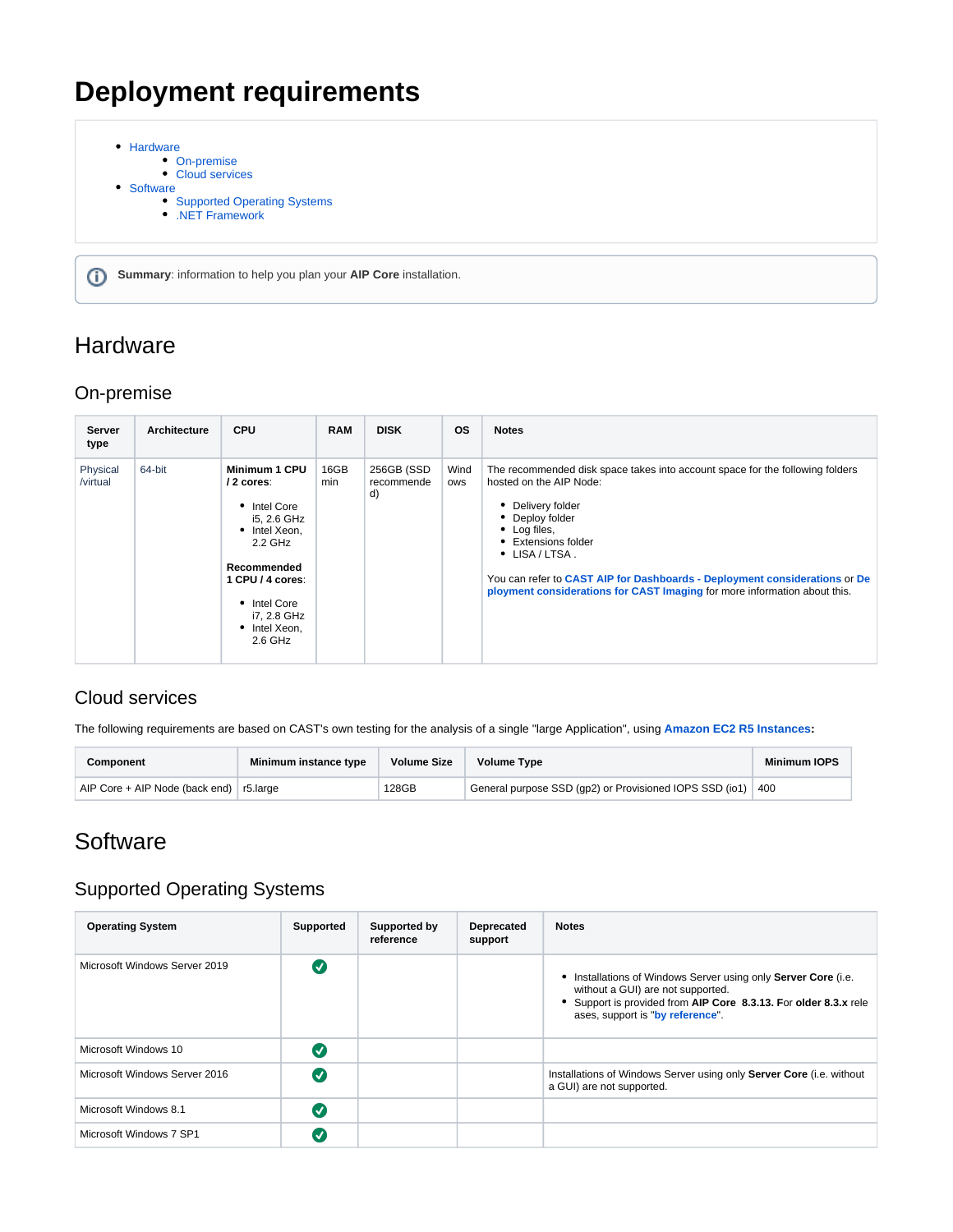# Deployment requirements

- Hardware
  - On-premise
  - Cloud services
- Software
  - Supported Operating Systems
  - .NET Framework

**Summary**: information to help you plan your **AIP Core** installation.

## Hardware

### On-premise

| Server type | Architecture | CPU | RAM | DISK | OS | Notes |
|---|---|---|---|---|---|---|
| Physical /virtual | 64-bit | **Minimum 1 CPU / 2 cores**:<br>• Intel Core i5, 2.6 GHz<br>• Intel Xeon, 2.2 GHz<br><br>**Recommended 1 CPU / 4 cores**:<br>• Intel Core i7, 2.8 GHz<br>• Intel Xeon, 2.6 GHz | 16GB min | 256GB (SSD recommended) | Windows | The recommended disk space takes into account space for the following folders hosted on the AIP Node:<br>• Delivery folder<br>• Deploy folder<br>• Log files,<br>• Extensions folder<br>• LISA / LTSA .<br><br>You can refer to **CAST AIP for Dashboards - Deployment considerations** or **Deployment considerations for CAST Imaging** for more information about this. |

### Cloud services

The following requirements are based on CAST's own testing for the analysis of a single "large Application", using **Amazon EC2 R5 Instances**:

| Component | Minimum instance type | Volume Size | Volume Type | Minimum IOPS |
|---|---|---|---|---|
| AIP Core + AIP Node (back end) | r5.large | 128GB | General purpose SSD (gp2) or Provisioned IOPS SSD (io1) | 400 |

## Software

### Supported Operating Systems

| Operating System | Supported | Supported by reference | Deprecated support | Notes |
|---|---|---|---|---|
| Microsoft Windows Server 2019 | ✅ | | | • Installations of Windows Server using only **Server Core** (i.e. without a GUI) are not supported.<br>• Support is provided from **AIP Core 8.3.13. F**or **older 8.3.x** releases, support is "**by reference**". |
| Microsoft Windows 10 | ✅ | | | |
| Microsoft Windows Server 2016 | ✅ | | | Installations of Windows Server using only **Server Core** (i.e. without a GUI) are not supported. |
| Microsoft Windows 8.1 | ✅ | | | |
| Microsoft Windows 7 SP1 | ✅ | | | |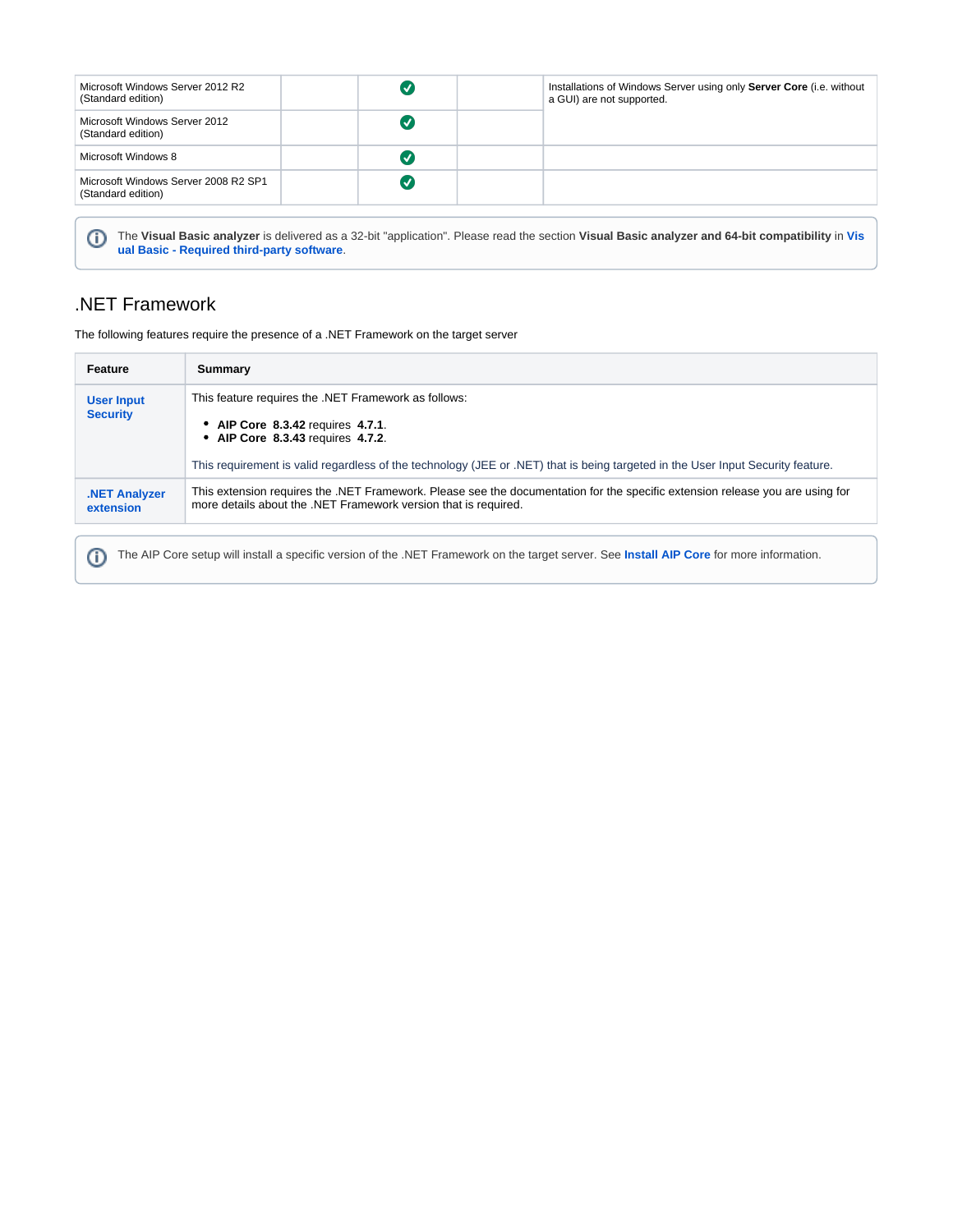| | | | | |
|---|---|---|---|---|
| Microsoft Windows Server 2012 R2 (Standard edition) | | ✅ | | Installations of Windows Server using only **Server Core** (i.e. without a GUI) are not supported. |
| Microsoft Windows Server 2012 (Standard edition) | | ✅ | | |
| Microsoft Windows 8 | | ✅ | | |
| Microsoft Windows Server 2008 R2 SP1 (Standard edition) | | ✅ | | |

ⓘ The **Visual Basic analyzer** is delivered as a 32-bit "application". Please read the section **Visual Basic analyzer and 64-bit compatibility** in **Visual Basic - Required third-party software**.

## .NET Framework

The following features require the presence of a .NET Framework on the target server

| Feature | Summary |
|---|---|
| **User Input Security** | This feature requires the .NET Framework as follows: <br>• **AIP Core 8.3.42** requires **4.7.1**. <br>• **AIP Core 8.3.43** requires **4.7.2**. <br>This requirement is valid regardless of the technology (JEE or .NET) that is being targeted in the User Input Security feature. |
| **.NET Analyzer extension** | This extension requires the .NET Framework. Please see the documentation for the specific extension release you are using for more details about the .NET Framework version that is required. |

ⓘ The AIP Core setup will install a specific version of the .NET Framework on the target server. See **Install AIP Core** for more information.